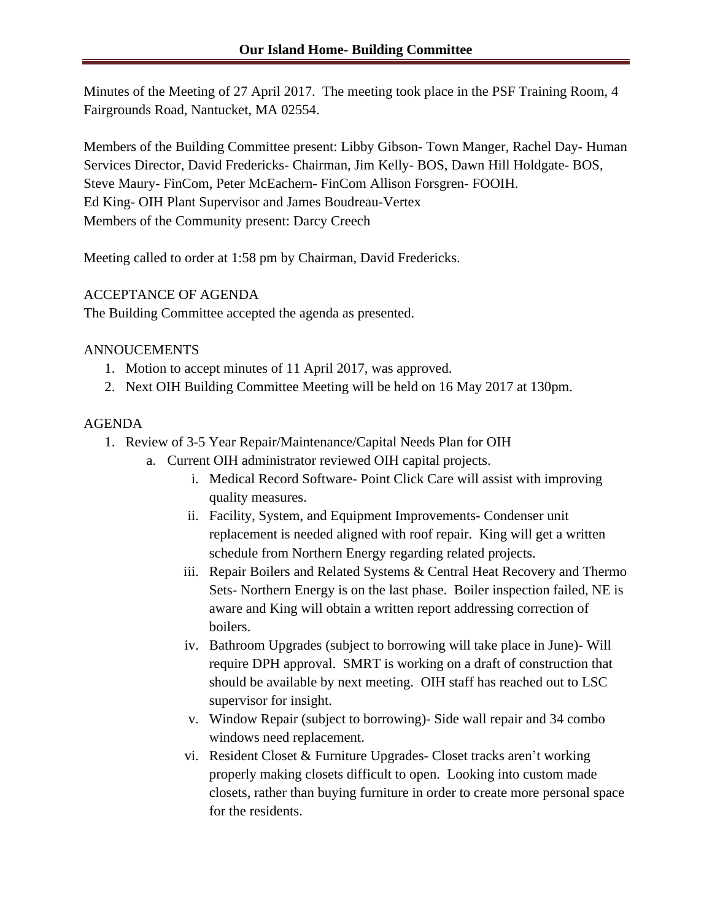# Our Island Home- Building Committee

Minutes of the Meeting of 27 April 2017. The meeting took place in the PSF Training Room, 4 Fairgrounds Road, Nantucket, MA 02554.

Members of the Building Committee present: Libby Gibson- Town Manger, Rachel Day- Human Services Director, David Fredericks- Chairman, Jim Kelly- BOS, Dawn Hill Holdgate- BOS, Steve Maury- FinCom, Peter McEachern- FinCom Allison Forsgren- FOOIH.
Ed King- OIH Plant Supervisor and James Boudreau-Vertex
Members of the Community present: Darcy Creech

Meeting called to order at 1:58 pm by Chairman, David Fredericks.

ACCEPTANCE OF AGENDA
The Building Committee accepted the agenda as presented.

ANNOUCEMENTS

1. Motion to accept minutes of 11 April 2017, was approved.
2. Next OIH Building Committee Meeting will be held on 16 May 2017 at 130pm.

AGENDA

1. Review of 3-5 Year Repair/Maintenance/Capital Needs Plan for OIH
   a. Current OIH administrator reviewed OIH capital projects.
      i. Medical Record Software- Point Click Care will assist with improving quality measures.
      ii. Facility, System, and Equipment Improvements- Condenser unit replacement is needed aligned with roof repair. King will get a written schedule from Northern Energy regarding related projects.
      iii. Repair Boilers and Related Systems & Central Heat Recovery and Thermo Sets- Northern Energy is on the last phase. Boiler inspection failed, NE is aware and King will obtain a written report addressing correction of boilers.
      iv. Bathroom Upgrades (subject to borrowing will take place in June)- Will require DPH approval. SMRT is working on a draft of construction that should be available by next meeting. OIH staff has reached out to LSC supervisor for insight.
      v. Window Repair (subject to borrowing)- Side wall repair and 34 combo windows need replacement.
      vi. Resident Closet & Furniture Upgrades- Closet tracks aren't working properly making closets difficult to open. Looking into custom made closets, rather than buying furniture in order to create more personal space for the residents.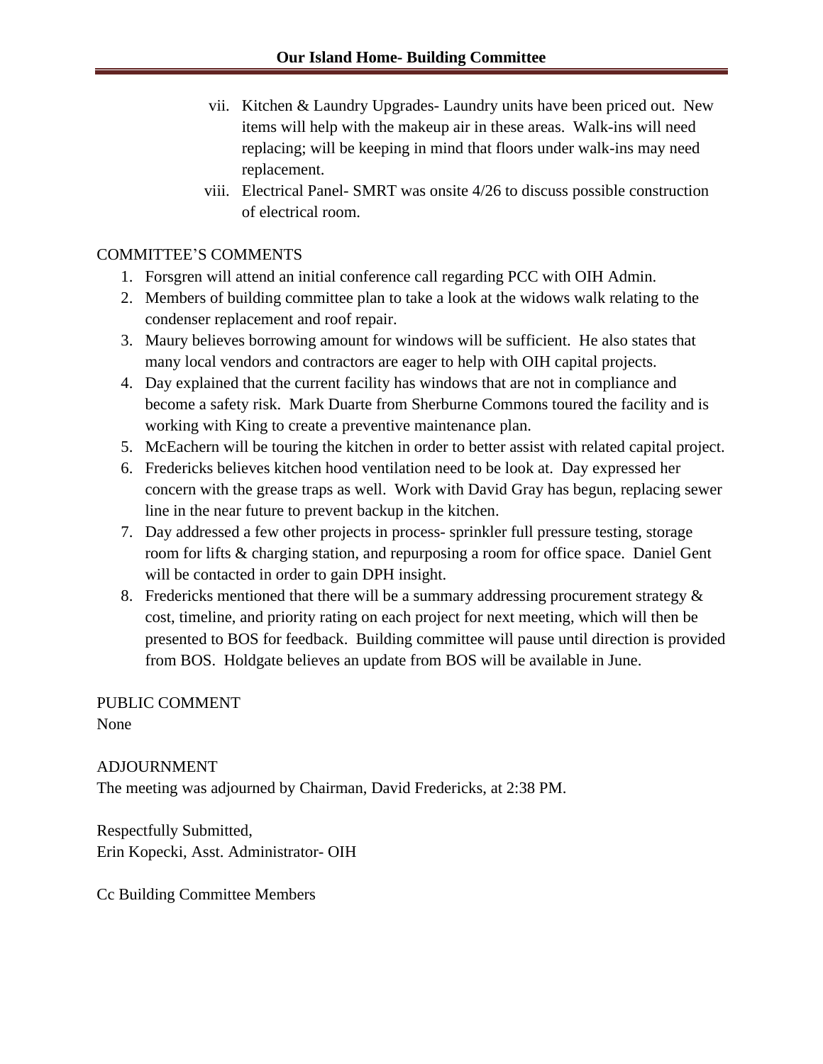vii. Kitchen & Laundry Upgrades- Laundry units have been priced out. New items will help with the makeup air in these areas. Walk-ins will need replacing; will be keeping in mind that floors under walk-ins may need replacement.

viii. Electrical Panel- SMRT was onsite 4/26 to discuss possible construction of electrical room.

COMMITTEE'S COMMENTS

1. Forsgren will attend an initial conference call regarding PCC with OIH Admin.
2. Members of building committee plan to take a look at the widows walk relating to the condenser replacement and roof repair.
3. Maury believes borrowing amount for windows will be sufficient. He also states that many local vendors and contractors are eager to help with OIH capital projects.
4. Day explained that the current facility has windows that are not in compliance and become a safety risk. Mark Duarte from Sherburne Commons toured the facility and is working with King to create a preventive maintenance plan.
5. McEachern will be touring the kitchen in order to better assist with related capital project.
6. Fredericks believes kitchen hood ventilation need to be look at. Day expressed her concern with the grease traps as well. Work with David Gray has begun, replacing sewer line in the near future to prevent backup in the kitchen.
7. Day addressed a few other projects in process- sprinkler full pressure testing, storage room for lifts & charging station, and repurposing a room for office space. Daniel Gent will be contacted in order to gain DPH insight.
8. Fredericks mentioned that there will be a summary addressing procurement strategy & cost, timeline, and priority rating on each project for next meeting, which will then be presented to BOS for feedback. Building committee will pause until direction is provided from BOS. Holdgate believes an update from BOS will be available in June.

PUBLIC COMMENT

None

ADJOURNMENT

The meeting was adjourned by Chairman, David Fredericks, at 2:38 PM.

Respectfully Submitted,
Erin Kopecki, Asst. Administrator- OIH

Cc Building Committee Members